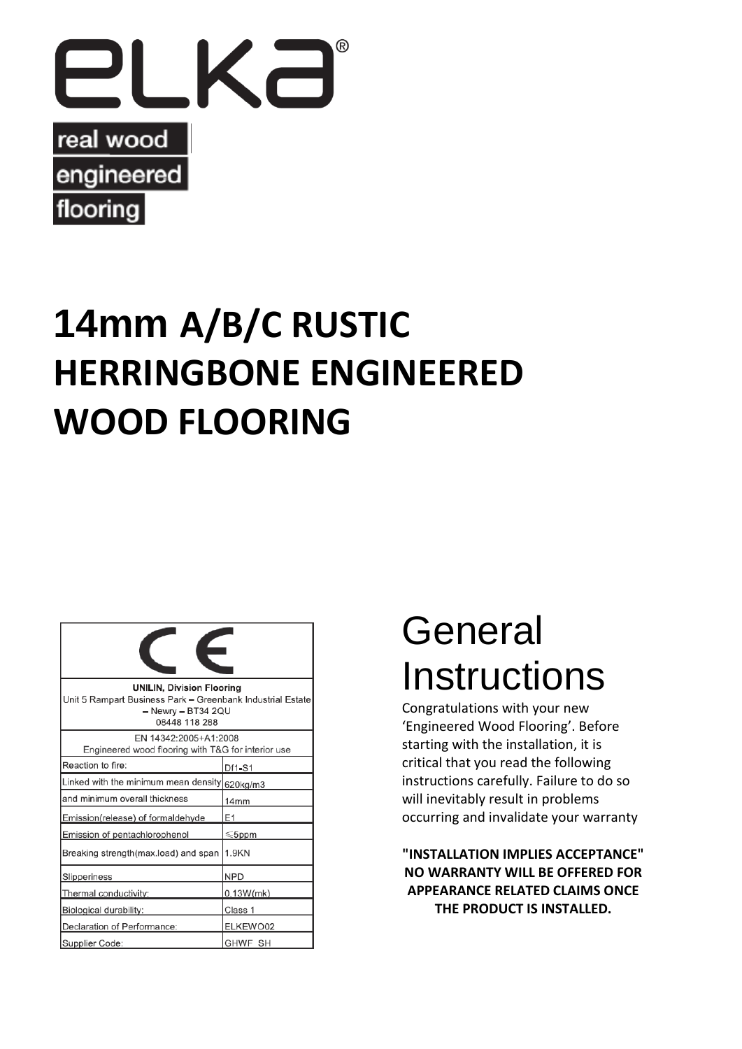elka®

real wood
engineered
flooring

# 14mm A/B/C RUSTIC HERRINGBONE ENGINEERED WOOD FLOORING

| CE | |
|---|---|
| **UNILIN, Division Flooring**<br>Unit 5 Rampart Business Park – Greenbank Industrial Estate – Newry – BT34 2QU<br>08448 118 288 | |
| EN 14342:2005+A1:2008<br>Engineered wood flooring with T&G for interior use | |
| Reaction to fire: | Dfl-S1 |
| Linked with the minimum mean density | 620kg/m3 |
| and minimum overall thickness | 14mm |
| Emission(release) of formaldehyde | E1 |
| Emission of pentachlorophenol | ≤5ppm |
| Breaking strength(max.load) and span | 1.9KN |
| Slipperiness | NPD |
| Thermal conductivity: | 0.13W(mk) |
| Biological durability: | Class 1 |
| Declaration of Performance: | ELKEWO02 |
| Supplier Code: | GHWF_SH |

## General Instructions

Congratulations with your new 'Engineered Wood Flooring'. Before starting with the installation, it is critical that you read the following instructions carefully. Failure to do so will inevitably result in problems occurring and invalidate your warranty

**"INSTALLATION IMPLIES ACCEPTANCE" NO WARRANTY WILL BE OFFERED FOR APPEARANCE RELATED CLAIMS ONCE THE PRODUCT IS INSTALLED.**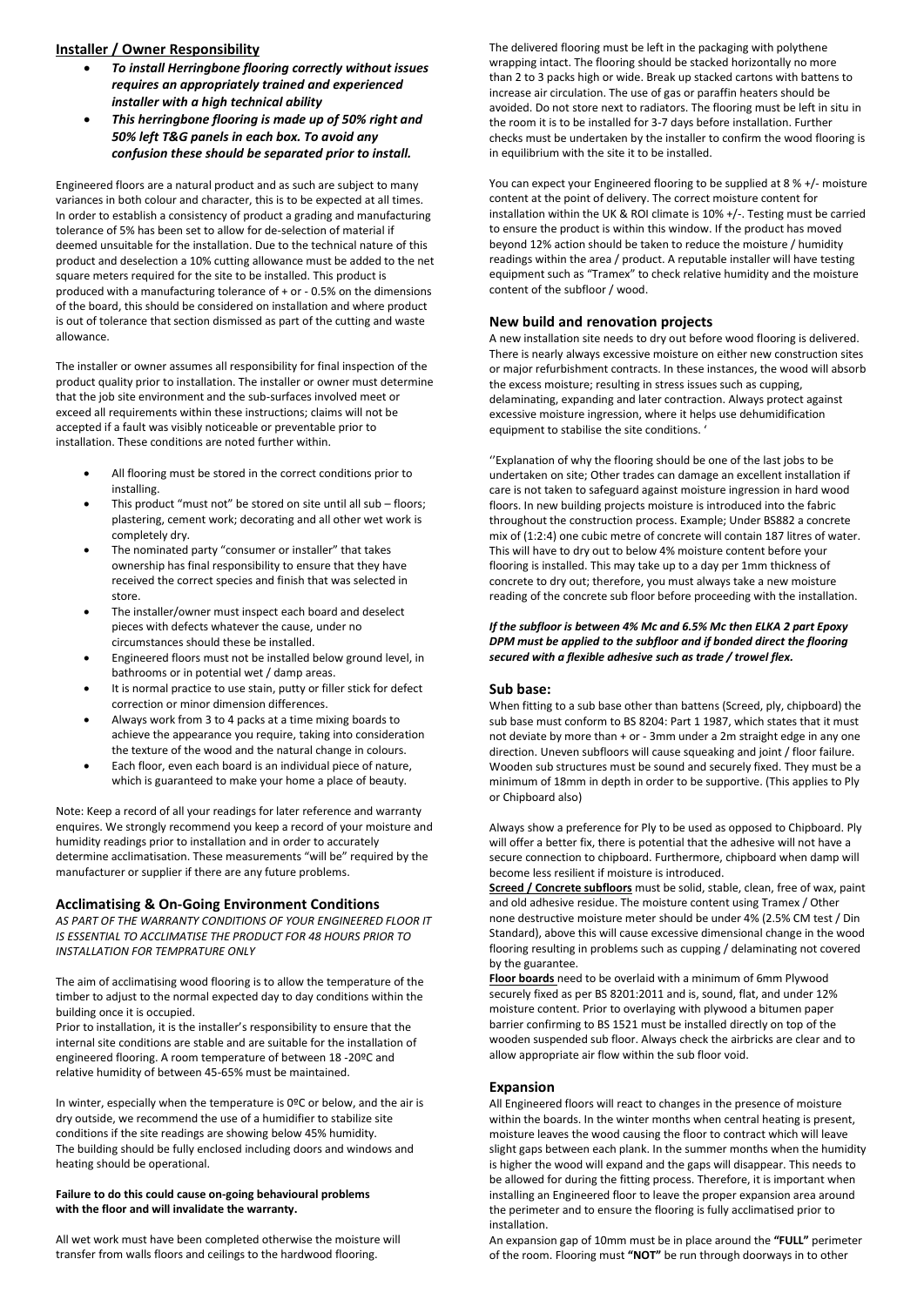## Installer / Owner Responsibility

- ***To install Herringbone flooring correctly without issues requires an appropriately trained and experienced installer with a high technical ability***
- ***This herringbone flooring is made up of 50% right and 50% left T&G panels in each box. To avoid any confusion these should be separated prior to install.***

Engineered floors are a natural product and as such are subject to many variances in both colour and character, this is to be expected at all times. In order to establish a consistency of product a grading and manufacturing tolerance of 5% has been set to allow for de-selection of material if deemed unsuitable for the installation. Due to the technical nature of this product and deselection a 10% cutting allowance must be added to the net square meters required for the site to be installed. This product is produced with a manufacturing tolerance of + or - 0.5% on the dimensions of the board, this should be considered on installation and where product is out of tolerance that section dismissed as part of the cutting and waste allowance.

The installer or owner assumes all responsibility for final inspection of the product quality prior to installation. The installer or owner must determine that the job site environment and the sub-surfaces involved meet or exceed all requirements within these instructions; claims will not be accepted if a fault was visibly noticeable or preventable prior to installation. These conditions are noted further within.

- All flooring must be stored in the correct conditions prior to installing.
- This product "must not" be stored on site until all sub – floors; plastering, cement work; decorating and all other wet work is completely dry.
- The nominated party "consumer or installer" that takes ownership has final responsibility to ensure that they have received the correct species and finish that was selected in store.
- The installer/owner must inspect each board and deselect pieces with defects whatever the cause, under no circumstances should these be installed.
- Engineered floors must not be installed below ground level, in bathrooms or in potential wet / damp areas.
- It is normal practice to use stain, putty or filler stick for defect correction or minor dimension differences.
- Always work from 3 to 4 packs at a time mixing boards to achieve the appearance you require, taking into consideration the texture of the wood and the natural change in colours.
- Each floor, even each board is an individual piece of nature, which is guaranteed to make your home a place of beauty.

Note: Keep a record of all your readings for later reference and warranty enquires. We strongly recommend you keep a record of your moisture and humidity readings prior to installation and in order to accurately determine acclimatisation. These measurements "will be" required by the manufacturer or supplier if there are any future problems.

## Acclimatising & On-Going Environment Conditions

*AS PART OF THE WARRANTY CONDITIONS OF YOUR ENGINEERED FLOOR IT IS ESSENTIAL TO ACCLIMATISE THE PRODUCT FOR 48 HOURS PRIOR TO INSTALLATION FOR TEMPRATURE ONLY*

The aim of acclimatising wood flooring is to allow the temperature of the timber to adjust to the normal expected day to day conditions within the building once it is occupied.

Prior to installation, it is the installer's responsibility to ensure that the internal site conditions are stable and are suitable for the installation of engineered flooring. A room temperature of between 18 -20ºC and relative humidity of between 45-65% must be maintained.

In winter, especially when the temperature is 0ºC or below, and the air is dry outside, we recommend the use of a humidifier to stabilize site conditions if the site readings are showing below 45% humidity. The building should be fully enclosed including doors and windows and heating should be operational.

**Failure to do this could cause on-going behavioural problems with the floor and will invalidate the warranty.**

All wet work must have been completed otherwise the moisture will transfer from walls floors and ceilings to the hardwood flooring.

The delivered flooring must be left in the packaging with polythene wrapping intact. The flooring should be stacked horizontally no more than 2 to 3 packs high or wide. Break up stacked cartons with battens to increase air circulation. The use of gas or paraffin heaters should be avoided. Do not store next to radiators. The flooring must be left in situ in the room it is to be installed for 3-7 days before installation. Further checks must be undertaken by the installer to confirm the wood flooring is in equilibrium with the site it to be installed.

You can expect your Engineered flooring to be supplied at 8 % +/- moisture content at the point of delivery. The correct moisture content for installation within the UK & ROI climate is 10% +/-. Testing must be carried to ensure the product is within this window. If the product has moved beyond 12% action should be taken to reduce the moisture / humidity readings within the area / product. A reputable installer will have testing equipment such as "Tramex" to check relative humidity and the moisture content of the subfloor / wood.

## New build and renovation projects

A new installation site needs to dry out before wood flooring is delivered. There is nearly always excessive moisture on either new construction sites or major refurbishment contracts. In these instances, the wood will absorb the excess moisture; resulting in stress issues such as cupping, delaminating, expanding and later contraction. Always protect against excessive moisture ingression, where it helps use dehumidification equipment to stabilise the site conditions. '

''Explanation of why the flooring should be one of the last jobs to be undertaken on site; Other trades can damage an excellent installation if care is not taken to safeguard against moisture ingression in hard wood floors. In new building projects moisture is introduced into the fabric throughout the construction process. Example; Under BS882 a concrete mix of (1:2:4) one cubic metre of concrete will contain 187 litres of water. This will have to dry out to below 4% moisture content before your flooring is installed. This may take up to a day per 1mm thickness of concrete to dry out; therefore, you must always take a new moisture reading of the concrete sub floor before proceeding with the installation.

***If the subfloor is between 4% Mc and 6.5% Mc then ELKA 2 part Epoxy DPM must be applied to the subfloor and if bonded direct the flooring secured with a flexible adhesive such as trade / trowel flex.***

## Sub base:

When fitting to a sub base other than battens (Screed, ply, chipboard) the sub base must conform to BS 8204: Part 1 1987, which states that it must not deviate by more than + or - 3mm under a 2m straight edge in any one direction. Uneven subfloors will cause squeaking and joint / floor failure. Wooden sub structures must be sound and securely fixed. They must be a minimum of 18mm in depth in order to be supportive. (This applies to Ply or Chipboard also)

Always show a preference for Ply to be used as opposed to Chipboard. Ply will offer a better fix, there is potential that the adhesive will not have a secure connection to chipboard. Furthermore, chipboard when damp will become less resilient if moisture is introduced.

**Screed / Concrete subfloors** must be solid, stable, clean, free of wax, paint and old adhesive residue. The moisture content using Tramex / Other none destructive moisture meter should be under 4% (2.5% CM test / Din Standard), above this will cause excessive dimensional change in the wood flooring resulting in problems such as cupping / delaminating not covered by the guarantee.

**Floor boards** need to be overlaid with a minimum of 6mm Plywood securely fixed as per BS 8201:2011 and is, sound, flat, and under 12% moisture content. Prior to overlaying with plywood a bitumen paper barrier confirming to BS 1521 must be installed directly on top of the wooden suspended sub floor. Always check the airbricks are clear and to allow appropriate air flow within the sub floor void.

## Expansion

All Engineered floors will react to changes in the presence of moisture within the boards. In the winter months when central heating is present, moisture leaves the wood causing the floor to contract which will leave slight gaps between each plank. In the summer months when the humidity is higher the wood will expand and the gaps will disappear. This needs to be allowed for during the fitting process. Therefore, it is important when installing an Engineered floor to leave the proper expansion area around the perimeter and to ensure the flooring is fully acclimatised prior to installation.

An expansion gap of 10mm must be in place around the **"FULL"** perimeter of the room. Flooring must **"NOT"** be run through doorways in to other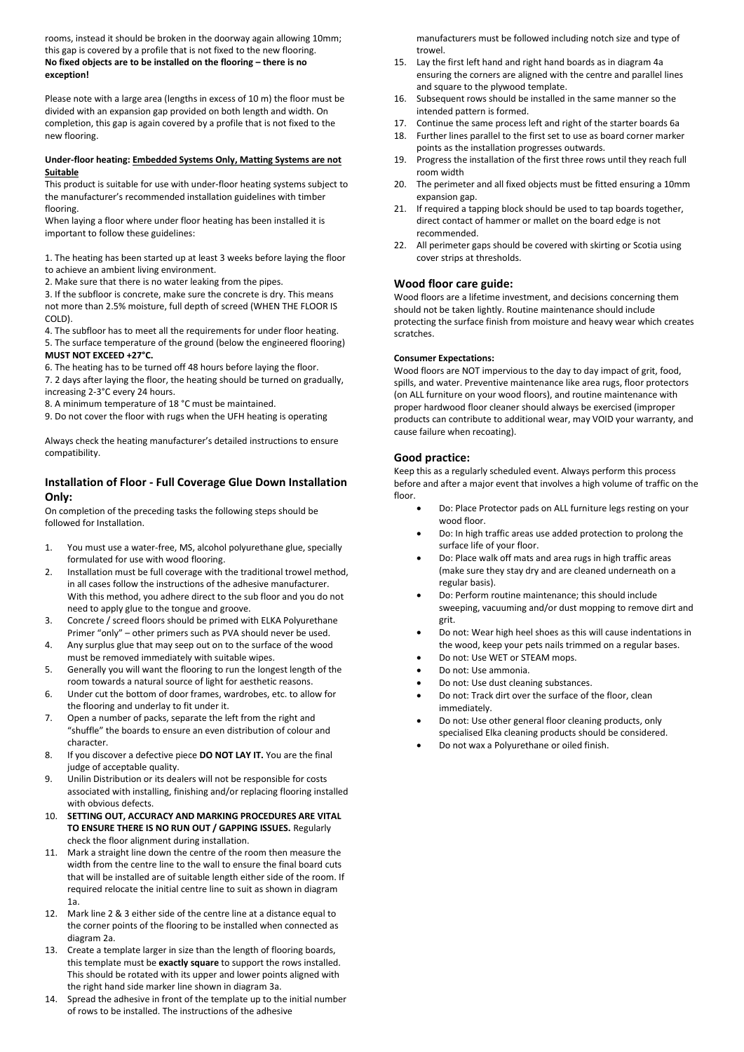rooms, instead it should be broken in the doorway again allowing 10mm; this gap is covered by a profile that is not fixed to the new flooring.
**No fixed objects are to be installed on the flooring – there is no exception!**

Please note with a large area (lengths in excess of 10 m) the floor must be divided with an expansion gap provided on both length and width. On completion, this gap is again covered by a profile that is not fixed to the new flooring.

**Under-floor heating: Embedded Systems Only, Matting Systems are not Suitable**

This product is suitable for use with under-floor heating systems subject to the manufacturer's recommended installation guidelines with timber flooring.
When laying a floor where under floor heating has been installed it is important to follow these guidelines:

1. The heating has been started up at least 3 weeks before laying the floor to achieve an ambient living environment.
2. Make sure that there is no water leaking from the pipes.
3. If the subfloor is concrete, make sure the concrete is dry. This means not more than 2.5% moisture, full depth of screed (WHEN THE FLOOR IS COLD).
4. The subfloor has to meet all the requirements for under floor heating.
5. The surface temperature of the ground (below the engineered flooring) **MUST NOT EXCEED +27°C.**
6. The heating has to be turned off 48 hours before laying the floor.
7. 2 days after laying the floor, the heating should be turned on gradually, increasing 2-3°C every 24 hours.
8. A minimum temperature of 18 °C must be maintained.
9. Do not cover the floor with rugs when the UFH heating is operating

Always check the heating manufacturer's detailed instructions to ensure compatibility.

## Installation of Floor - Full Coverage Glue Down Installation Only:

On completion of the preceding tasks the following steps should be followed for Installation.

1. You must use a water-free, MS, alcohol polyurethane glue, specially formulated for use with wood flooring.
2. Installation must be full coverage with the traditional trowel method, in all cases follow the instructions of the adhesive manufacturer. With this method, you adhere direct to the sub floor and you do not need to apply glue to the tongue and groove.
3. Concrete / screed floors should be primed with ELKA Polyurethane Primer "only" – other primers such as PVA should never be used.
4. Any surplus glue that may seep out on to the surface of the wood must be removed immediately with suitable wipes.
5. Generally you will want the flooring to run the longest length of the room towards a natural source of light for aesthetic reasons.
6. Under cut the bottom of door frames, wardrobes, etc. to allow for the flooring and underlay to fit under it.
7. Open a number of packs, separate the left from the right and "shuffle" the boards to ensure an even distribution of colour and character.
8. If you discover a defective piece **DO NOT LAY IT.** You are the final judge of acceptable quality.
9. Unilin Distribution or its dealers will not be responsible for costs associated with installing, finishing and/or replacing flooring installed with obvious defects.
10. **SETTING OUT, ACCURACY AND MARKING PROCEDURES ARE VITAL TO ENSURE THERE IS NO RUN OUT / GAPPING ISSUES.** Regularly check the floor alignment during installation.
11. Mark a straight line down the centre of the room then measure the width from the centre line to the wall to ensure the final board cuts that will be installed are of suitable length either side of the room. If required relocate the initial centre line to suit as shown in diagram 1a.
12. Mark line 2 & 3 either side of the centre line at a distance equal to the corner points of the flooring to be installed when connected as diagram 2a.
13. Create a template larger in size than the length of flooring boards, this template must be **exactly square** to support the rows installed. This should be rotated with its upper and lower points aligned with the right hand side marker line shown in diagram 3a.
14. Spread the adhesive in front of the template up to the initial number of rows to be installed. The instructions of the adhesive manufacturers must be followed including notch size and type of trowel.
15. Lay the first left hand and right hand boards as in diagram 4a ensuring the corners are aligned with the centre and parallel lines and square to the plywood template.
16. Subsequent rows should be installed in the same manner so the intended pattern is formed.
17. Continue the same process left and right of the starter boards 6a
18. Further lines parallel to the first set to use as board corner marker points as the installation progresses outwards.
19. Progress the installation of the first three rows until they reach full room width
20. The perimeter and all fixed objects must be fitted ensuring a 10mm expansion gap.
21. If required a tapping block should be used to tap boards together, direct contact of hammer or mallet on the board edge is not recommended.
22. All perimeter gaps should be covered with skirting or Scotia using cover strips at thresholds.

## Wood floor care guide:

Wood floors are a lifetime investment, and decisions concerning them should not be taken lightly. Routine maintenance should include protecting the surface finish from moisture and heavy wear which creates scratches.

**Consumer Expectations:**

Wood floors are NOT impervious to the day to day impact of grit, food, spills, and water. Preventive maintenance like area rugs, floor protectors (on ALL furniture on your wood floors), and routine maintenance with proper hardwood floor cleaner should always be exercised (improper products can contribute to additional wear, may VOID your warranty, and cause failure when recoating).

## Good practice:

Keep this as a regularly scheduled event. Always perform this process before and after a major event that involves a high volume of traffic on the floor.

- Do: Place Protector pads on ALL furniture legs resting on your wood floor.
- Do: In high traffic areas use added protection to prolong the surface life of your floor.
- Do: Place walk off mats and area rugs in high traffic areas (make sure they stay dry and are cleaned underneath on a regular basis).
- Do: Perform routine maintenance; this should include sweeping, vacuuming and/or dust mopping to remove dirt and grit.
- Do not: Wear high heel shoes as this will cause indentations in the wood, keep your pets nails trimmed on a regular bases.
- Do not: Use WET or STEAM mops.
- Do not: Use ammonia.
- Do not: Use dust cleaning substances.
- Do not: Track dirt over the surface of the floor, clean immediately.
- Do not: Use other general floor cleaning products, only specialised Elka cleaning products should be considered.
- Do not wax a Polyurethane or oiled finish.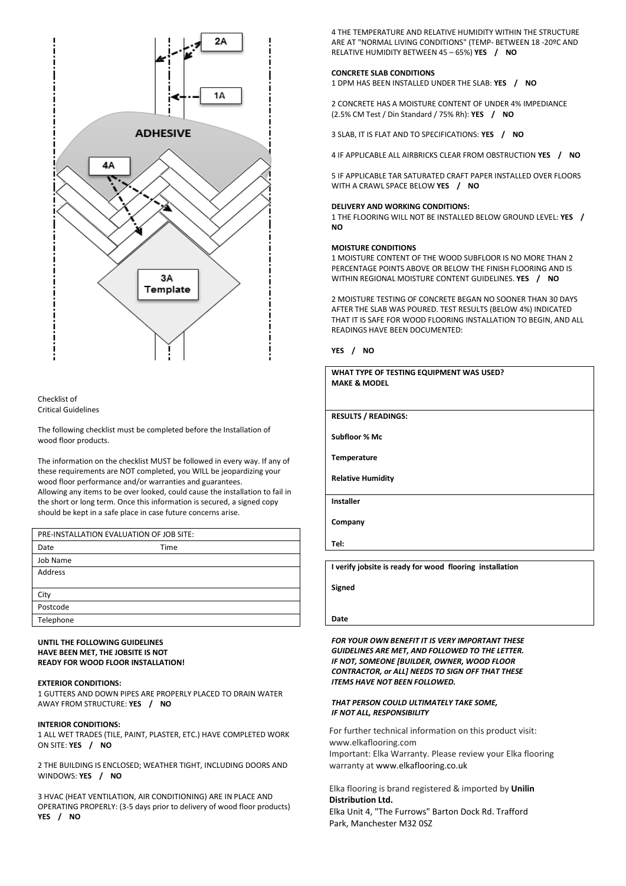2A

1A

ADHESIVE

4A

3A Template

Checklist of
Critical Guidelines

The following checklist must be completed before the Installation of wood floor products.

The information on the checklist MUST be followed in every way. If any of these requirements are NOT completed, you WILL be jeopardizing your wood floor performance and/or warranties and guarantees.
Allowing any items to be over looked, could cause the installation to fail in the short or long term. Once this information is secured, a signed copy should be kept in a safe place in case future concerns arise.

| PRE-INSTALLATION EVALUATION OF JOB SITE: | |
|---|---|
| Date | Time |
| Job Name | |
| Address | |
| City | |
| Postcode | |
| Telephone | |

**UNTIL THE FOLLOWING GUIDELINES HAVE BEEN MET, THE JOBSITE IS NOT READY FOR WOOD FLOOR INSTALLATION!**

**EXTERIOR CONDITIONS:**
1 GUTTERS AND DOWN PIPES ARE PROPERLY PLACED TO DRAIN WATER AWAY FROM STRUCTURE: **YES / NO**

**INTERIOR CONDITIONS:**
1 ALL WET TRADES (TILE, PAINT, PLASTER, ETC.) HAVE COMPLETED WORK ON SITE: **YES / NO**

2 THE BUILDING IS ENCLOSED; WEATHER TIGHT, INCLUDING DOORS AND WINDOWS: **YES / NO**

3 HVAC (HEAT VENTILATION, AIR CONDITIONING) ARE IN PLACE AND OPERATING PROPERLY: (3-5 days prior to delivery of wood floor products) **YES / NO**

4 THE TEMPERATURE AND RELATIVE HUMIDITY WITHIN THE STRUCTURE ARE AT "NORMAL LIVING CONDITIONS" (TEMP- BETWEEN 18 -20ºC AND RELATIVE HUMIDITY BETWEEN 45 – 65%) **YES / NO**

**CONCRETE SLAB CONDITIONS**
1 DPM HAS BEEN INSTALLED UNDER THE SLAB: **YES / NO**

2 CONCRETE HAS A MOISTURE CONTENT OF UNDER 4% IMPEDIANCE (2.5% CM Test / Din Standard / 75% Rh): **YES / NO**

3 SLAB, IT IS FLAT AND TO SPECIFICATIONS: **YES / NO**

4 IF APPLICABLE ALL AIRBRICKS CLEAR FROM OBSTRUCTION **YES / NO**

5 IF APPLICABLE TAR SATURATED CRAFT PAPER INSTALLED OVER FLOORS WITH A CRAWL SPACE BELOW **YES / NO**

**DELIVERY AND WORKING CONDITIONS:**
1 THE FLOORING WILL NOT BE INSTALLED BELOW GROUND LEVEL: **YES / NO**

**MOISTURE CONDITIONS**
1 MOISTURE CONTENT OF THE WOOD SUBFLOOR IS NO MORE THAN 2 PERCENTAGE POINTS ABOVE OR BELOW THE FINISH FLOORING AND IS WITHIN REGIONAL MOISTURE CONTENT GUIDELINES. **YES / NO**

2 MOISTURE TESTING OF CONCRETE BEGAN NO SOONER THAN 30 DAYS AFTER THE SLAB WAS POURED. TEST RESULTS (BELOW 4%) INDICATED THAT IT IS SAFE FOR WOOD FLOORING INSTALLATION TO BEGIN, AND ALL READINGS HAVE BEEN DOCUMENTED:

**YES / NO**

| |
|---|
| **WHAT TYPE OF TESTING EQUIPMENT WAS USED? MAKE & MODEL** |
| **RESULTS / READINGS:**<br>**Subfloor % Mc**<br>**Temperature**<br>**Relative Humidity** |
| **Installer**<br>**Company**<br>**Tel:** |

| |
|---|
| **I verify jobsite is ready for wood flooring installation**<br>**Signed**<br>**Date** |

***FOR YOUR OWN BENEFIT IT IS VERY IMPORTANT THESE GUIDELINES ARE MET, AND FOLLOWED TO THE LETTER. IF NOT, SOMEONE [BUILDER, OWNER, WOOD FLOOR CONTRACTOR, or ALL] NEEDS TO SIGN OFF THAT THESE ITEMS HAVE NOT BEEN FOLLOWED.***

***THAT PERSON COULD ULTIMATELY TAKE SOME, IF NOT ALL, RESPONSIBILITY***

For further technical information on this product visit: www.elkaflooring.com
Important: Elka Warranty. Please review your Elka flooring warranty at www.elkaflooring.co.uk

Elka flooring is brand registered & imported by **Unilin Distribution Ltd.**
Elka Unit 4, "The Furrows" Barton Dock Rd. Trafford Park, Manchester M32 0SZ